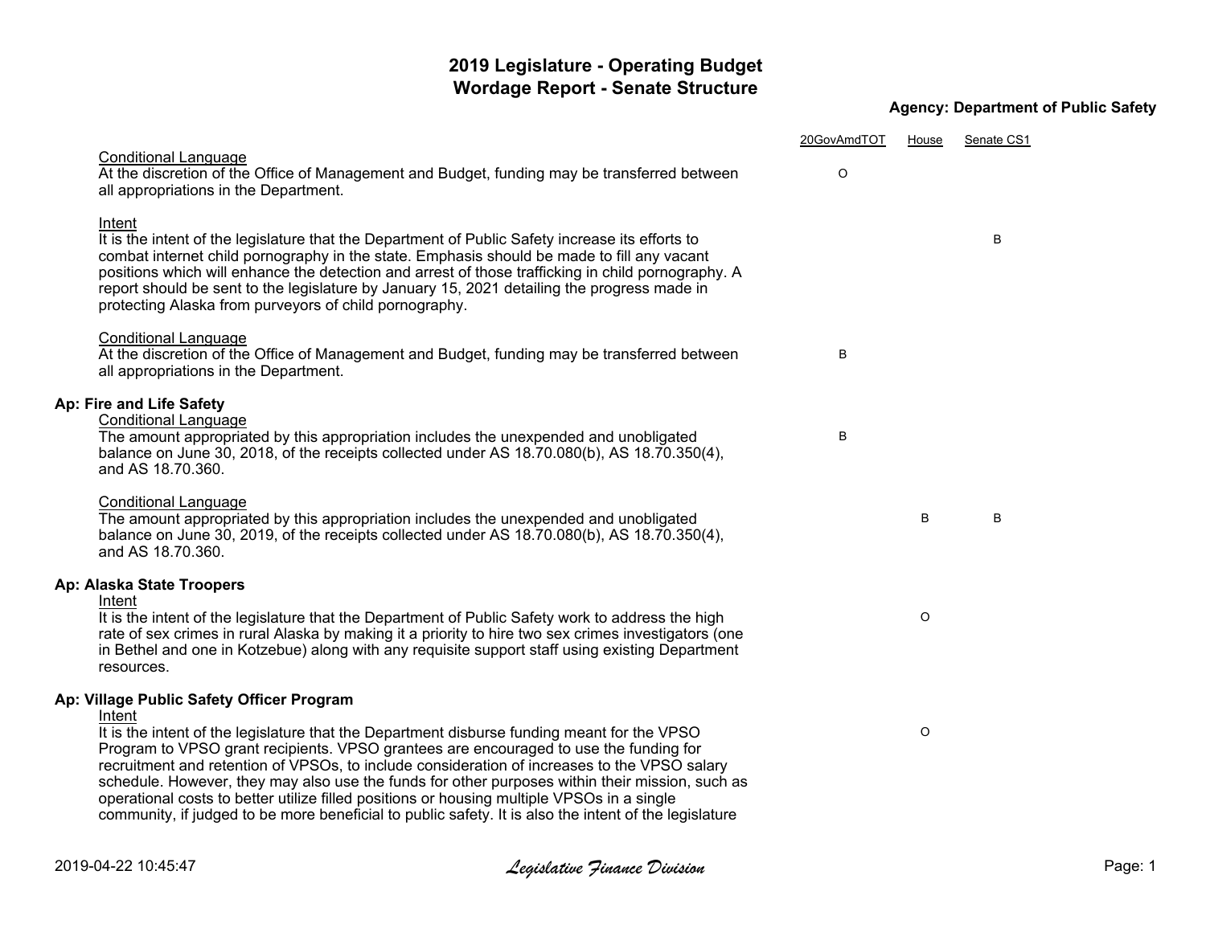# 2019 Legislature - Operating Budget
## Wordage Report - Senate Structure

**Agency: Department of Public Safety**

| | 20GovAmdTOT | House | Senate CS1 |
|---|---|---|---|
| Conditional Language<br>At the discretion of the Office of Management and Budget, funding may be transferred between all appropriations in the Department. | O | | |
| Intent<br>It is the intent of the legislature that the Department of Public Safety increase its efforts to combat internet child pornography in the state. Emphasis should be made to fill any vacant positions which will enhance the detection and arrest of those trafficking in child pornography. A report should be sent to the legislature by January 15, 2021 detailing the progress made in protecting Alaska from purveyors of child pornography. | | | B |
| Conditional Language<br>At the discretion of the Office of Management and Budget, funding may be transferred between all appropriations in the Department. | B | | |
| **Ap: Fire and Life Safety** | | | |
| Conditional Language<br>The amount appropriated by this appropriation includes the unexpended and unobligated balance on June 30, 2018, of the receipts collected under AS 18.70.080(b), AS 18.70.350(4), and AS 18.70.360. | B | | |
| Conditional Language<br>The amount appropriated by this appropriation includes the unexpended and unobligated balance on June 30, 2019, of the receipts collected under AS 18.70.080(b), AS 18.70.350(4), and AS 18.70.360. | | B | B |
| **Ap: Alaska State Troopers** | | | |
| Intent<br>It is the intent of the legislature that the Department of Public Safety work to address the high rate of sex crimes in rural Alaska by making it a priority to hire two sex crimes investigators (one in Bethel and one in Kotzebue) along with any requisite support staff using existing Department resources. | | O | |
| **Ap: Village Public Safety Officer Program** | | | |
| Intent<br>It is the intent of the legislature that the Department disburse funding meant for the VPSO Program to VPSO grant recipients. VPSO grantees are encouraged to use the funding for recruitment and retention of VPSOs, to include consideration of increases to the VPSO salary schedule. However, they may also use the funds for other purposes within their mission, such as operational costs to better utilize filled positions or housing multiple VPSOs in a single community, if judged to be more beneficial to public safety. It is also the intent of the legislature | | O | |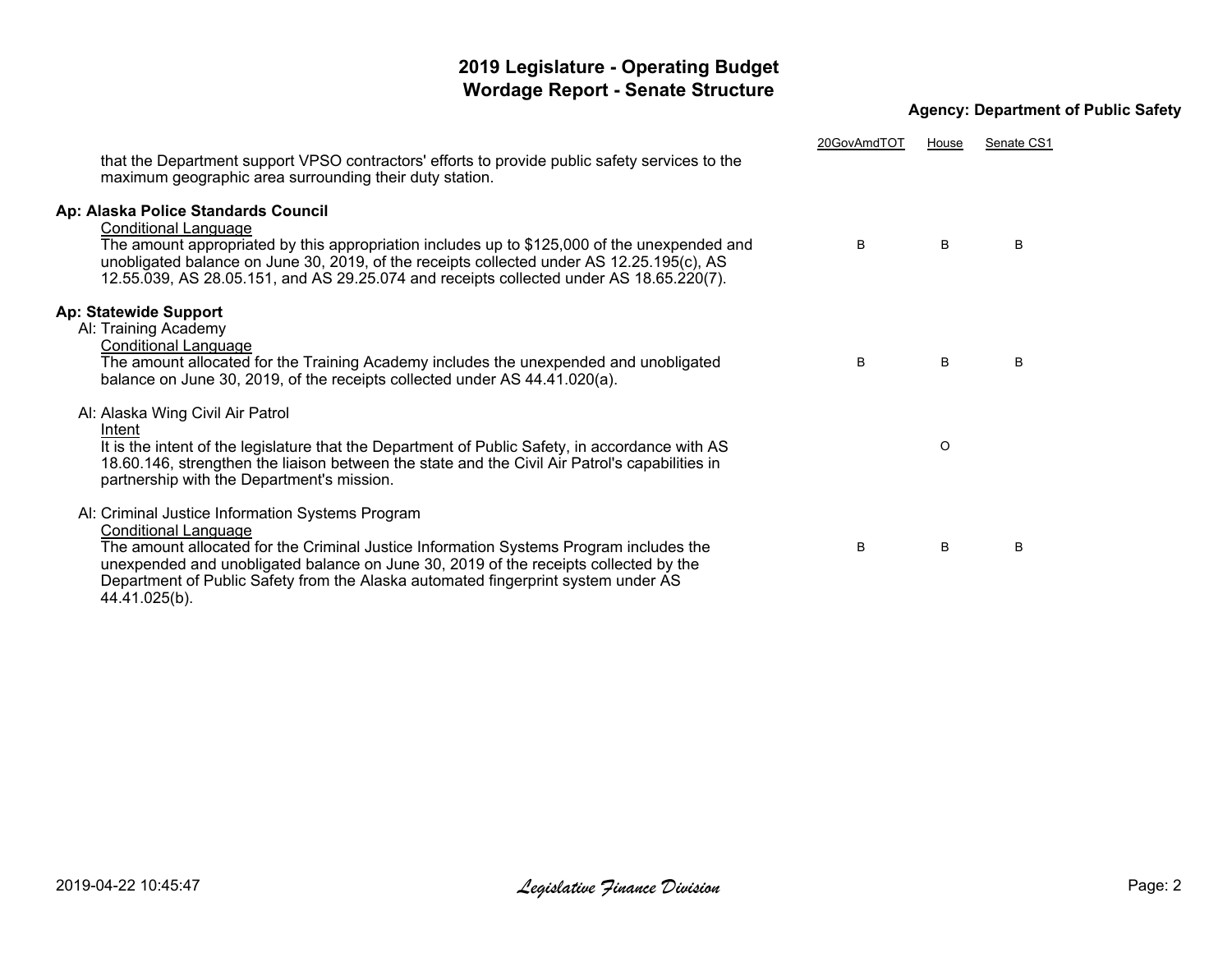# 2019 Legislature - Operating Budget
## Wordage Report - Senate Structure

**Agency: Department of Public Safety**

| | 20GovAmdTOT | House | Senate CS1 |
|---|---|---|---|
| that the Department support VPSO contractors' efforts to provide public safety services to the maximum geographic area surrounding their duty station. | | | |
| **Ap: Alaska Police Standards Council** | | | |
| Conditional Language<br>The amount appropriated by this appropriation includes up to $125,000 of the unexpended and unobligated balance on June 30, 2019, of the receipts collected under AS 12.25.195(c), AS 12.55.039, AS 28.05.151, and AS 29.25.074 and receipts collected under AS 18.65.220(7). | B | B | B |
| **Ap: Statewide Support** | | | |
| Al: Training Academy<br>Conditional Language<br>The amount allocated for the Training Academy includes the unexpended and unobligated balance on June 30, 2019, of the receipts collected under AS 44.41.020(a). | B | B | B |
| Al: Alaska Wing Civil Air Patrol<br>Intent<br>It is the intent of the legislature that the Department of Public Safety, in accordance with AS 18.60.146, strengthen the liaison between the state and the Civil Air Patrol's capabilities in partnership with the Department's mission. | | O | |
| Al: Criminal Justice Information Systems Program<br>Conditional Language<br>The amount allocated for the Criminal Justice Information Systems Program includes the unexpended and unobligated balance on June 30, 2019 of the receipts collected by the Department of Public Safety from the Alaska automated fingerprint system under AS 44.41.025(b). | B | B | B |